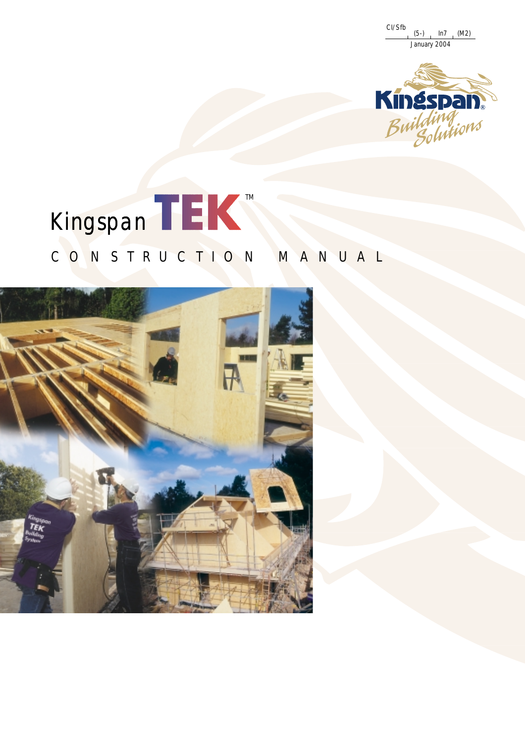CI/Sfb (5-) In7 (M2)

January 2004

Kingspan Building Solutions

# Kingspan TEK™

## CONSTRUCTION MANUAL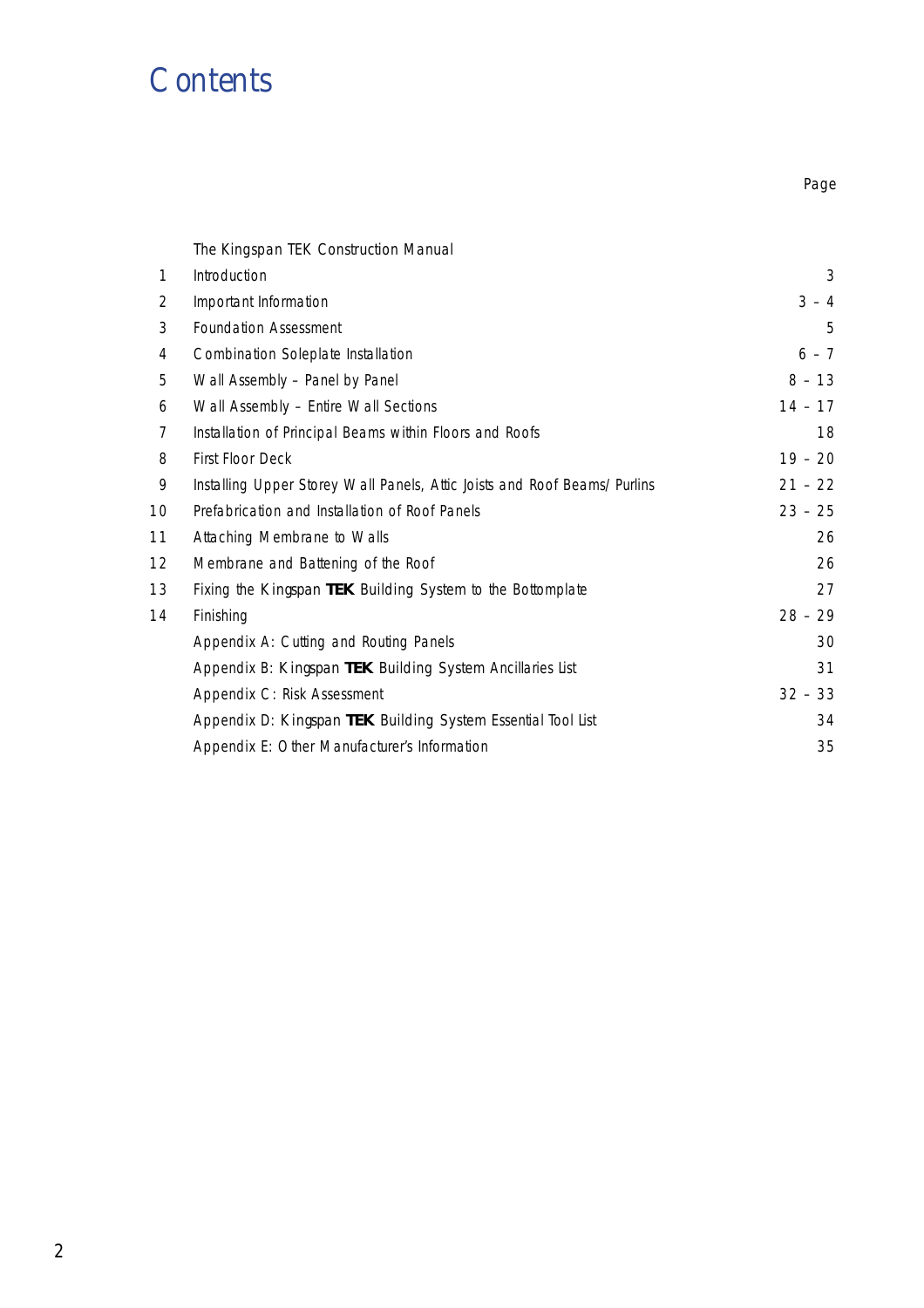# Contents

| | | Page |
|---|---|---|
| | The Kingspan TEK Construction Manual | |
| 1 | Introduction | 3 |
| 2 | Important Information | 3 – 4 |
| 3 | Foundation Assessment | 5 |
| 4 | Combination Soleplate Installation | 6 – 7 |
| 5 | Wall Assembly – Panel by Panel | 8 – 13 |
| 6 | Wall Assembly – Entire Wall Sections | 14 – 17 |
| 7 | Installation of Principal Beams within Floors and Roofs | 18 |
| 8 | First Floor Deck | 19 – 20 |
| 9 | Installing Upper Storey Wall Panels, Attic Joists and Roof Beams/ Purlins | 21 – 22 |
| 10 | Prefabrication and Installation of Roof Panels | 23 – 25 |
| 11 | Attaching Membrane to Walls | 26 |
| 12 | Membrane and Battening of the Roof | 26 |
| 13 | Fixing the Kingspan **TEK** Building System to the Bottomplate | 27 |
| 14 | Finishing | 28 – 29 |
| | Appendix A: Cutting and Routing Panels | 30 |
| | Appendix B: Kingspan **TEK** Building System Ancillaries List | 31 |
| | Appendix C: Risk Assessment | 32 – 33 |
| | Appendix D: Kingspan **TEK** Building System Essential Tool List | 34 |
| | Appendix E: Other Manufacturer's Information | 35 |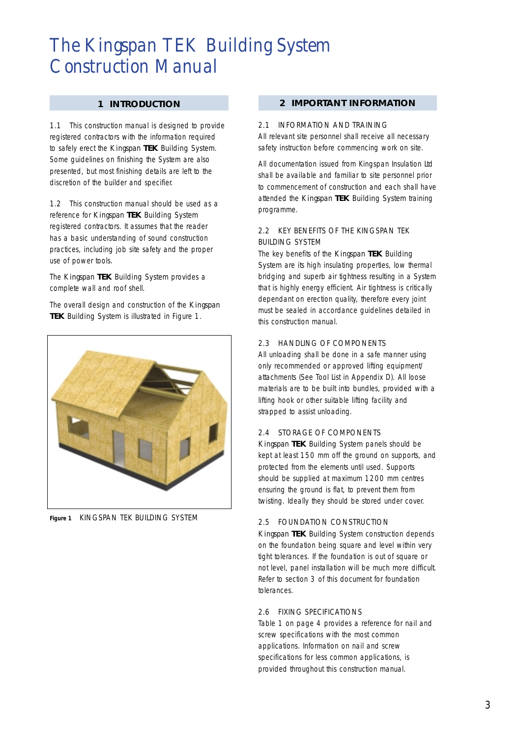# The Kingspan TEK Building System Construction Manual

## 1 INTRODUCTION

1.1 This construction manual is designed to provide registered contractors with the information required to safely erect the Kingspan **TEK** Building System. Some guidelines on finishing the System are also presented, but most finishing details are left to the discretion of the builder and specifier.

1.2 This construction manual should be used as a reference for Kingspan **TEK** Building System registered contractors. It assumes that the reader has a basic understanding of sound construction practices, including job site safety and the proper use of power tools.

The Kingspan **TEK** Building System provides a complete wall and roof shell.

The overall design and construction of the Kingspan **TEK** Building System is illustrated in Figure 1.

**Figure 1** KINGSPAN TEK BUILDING SYSTEM

## 2 IMPORTANT INFORMATION

2.1 INFORMATION AND TRAINING
All relevant site personnel shall receive all necessary safety instruction before commencing work on site.

All documentation issued from Kingspan Insulation Ltd shall be available and familiar to site personnel prior to commencement of construction and each shall have attended the Kingspan **TEK** Building System training programme.

2.2 KEY BENEFITS OF THE KINGSPAN TEK BUILDING SYSTEM
The key benefits of the Kingspan **TEK** Building System are its high insulating properties, low thermal bridging and superb air tightness resulting in a System that is highly energy efficient. Air tightness is critically dependant on erection quality, therefore every joint must be sealed in accordance guidelines detailed in this construction manual.

2.3 HANDLING OF COMPONENTS
All unloading shall be done in a safe manner using only recommended or approved lifting equipment/attachments (See Tool List in Appendix D). All loose materials are to be built into bundles, provided with a lifting hook or other suitable lifting facility and strapped to assist unloading.

2.4 STORAGE OF COMPONENTS
Kingspan **TEK** Building System panels should be kept at least 150 mm off the ground on supports, and protected from the elements until used. Supports should be supplied at maximum 1200 mm centres ensuring the ground is flat, to prevent them from twisting. Ideally they should be stored under cover.

2.5 FOUNDATION CONSTRUCTION
Kingspan **TEK** Building System construction depends on the foundation being square and level within very tight tolerances. If the foundation is out of square or not level, panel installation will be much more difficult. Refer to section 3 of this document for foundation tolerances.

2.6 FIXING SPECIFICATIONS
Table 1 on page 4 provides a reference for nail and screw specifications with the most common applications. Information on nail and screw specifications for less common applications, is provided throughout this construction manual.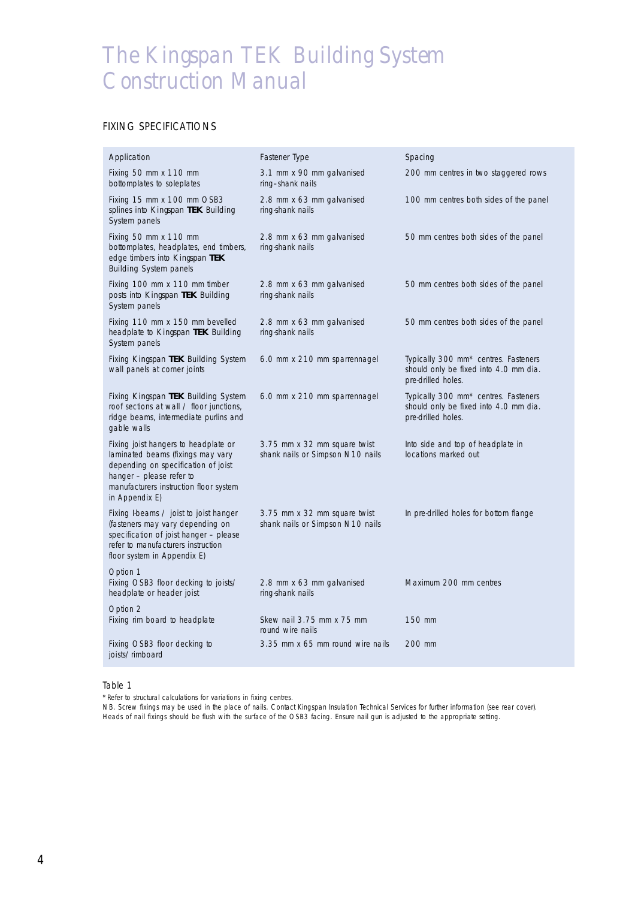# The Kingspan TEK Building System Construction Manual

## FIXING SPECIFICATIONS

| Application | Fastener Type | Spacing |
|---|---|---|
| Fixing 50 mm x 110 mm bottomplates to soleplates | 3.1 mm x 90 mm galvanised ring–shank nails | 200 mm centres in two staggered rows |
| Fixing 15 mm x 100 mm OSB3 splines into Kingspan **TEK** Building System panels | 2.8 mm x 63 mm galvanised ring-shank nails | 100 mm centres both sides of the panel |
| Fixing 50 mm x 110 mm bottomplates, headplates, end timbers, edge timbers into Kingspan **TEK** Building System panels | 2.8 mm x 63 mm galvanised ring-shank nails | 50 mm centres both sides of the panel |
| Fixing 100 mm x 110 mm timber posts into Kingspan **TEK** Building System panels | 2.8 mm x 63 mm galvanised ring-shank nails | 50 mm centres both sides of the panel |
| Fixing 110 mm x 150 mm bevelled headplate to Kingspan **TEK** Building System panels | 2.8 mm x 63 mm galvanised ring-shank nails | 50 mm centres both sides of the panel |
| Fixing Kingspan **TEK** Building System wall panels at corner joints | 6.0 mm x 210 mm sparrennagel | Typically 300 mm* centres. Fasteners should only be fixed into 4.0 mm dia. pre-drilled holes. |
| Fixing Kingspan **TEK** Building System roof sections at wall / floor junctions, ridge beams, intermediate purlins and gable walls | 6.0 mm x 210 mm sparrennagel | Typically 300 mm* centres. Fasteners should only be fixed into 4.0 mm dia. pre-drilled holes. |
| Fixing joist hangers to headplate or laminated beams (fixings may vary depending on specification of joist hanger – please refer to manufacturers instruction floor system in Appendix E) | 3.75 mm x 32 mm square twist shank nails or Simpson N10 nails | Into side and top of headplate in locations marked out |
| Fixing I-beams / joist to joist hanger (fasteners may vary depending on specification of joist hanger – please refer to manufacturers instruction floor system in Appendix E) | 3.75 mm x 32 mm square twist shank nails or Simpson N10 nails | In pre-drilled holes for bottom flange |
| Option 1<br>Fixing OSB3 floor decking to joists/ headplate or header joist | 2.8 mm x 63 mm galvanised ring-shank nails | Maximum 200 mm centres |
| Option 2<br>Fixing rim board to headplate | Skew nail 3.75 mm x 75 mm round wire nails | 150 mm |
| Fixing OSB3 floor decking to joists/ rimboard | 3.35 mm x 65 mm round wire nails | 200 mm |

Table 1

\* Refer to structural calculations for variations in fixing centres.

NB. Screw fixings may be used in the place of nails. Contact Kingspan Insulation Technical Services for further information (see rear cover). Heads of nail fixings should be flush with the surface of the OSB3 facing. Ensure nail gun is adjusted to the appropriate setting.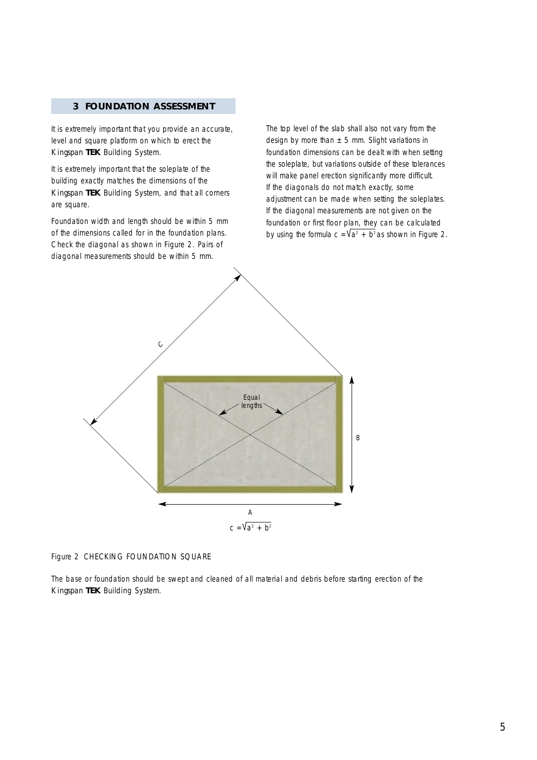## 3 FOUNDATION ASSESSMENT

It is extremely important that you provide an accurate, level and square platform on which to erect the Kingspan **TEK** Building System.

It is extremely important that the soleplate of the building exactly matches the dimensions of the Kingspan **TEK** Building System, and that all corners are square.

Foundation width and length should be within 5 mm of the dimensions called for in the foundation plans. Check the diagonal as shown in Figure 2. Pairs of diagonal measurements should be within 5 mm.

The top level of the slab shall also not vary from the design by more than ± 5 mm. Slight variations in foundation dimensions can be dealt with when setting the soleplate, but variations outside of these tolerances will make panel erection significantly more difficult. If the diagonals do not match exactly, some adjustment can be made when setting the soleplates. If the diagonal measurements are not given on the foundation or first floor plan, they can be calculated by using the formula $c = \sqrt{a^2 + b^2}$ as shown in Figure 2.

C

Equal lengths

B

A

$c = \sqrt{a^2 + b^2}$

Figure 2 CHECKING FOUNDATION SQUARE

The base or foundation should be swept and cleaned of all material and debris before starting erection of the Kingspan **TEK** Building System.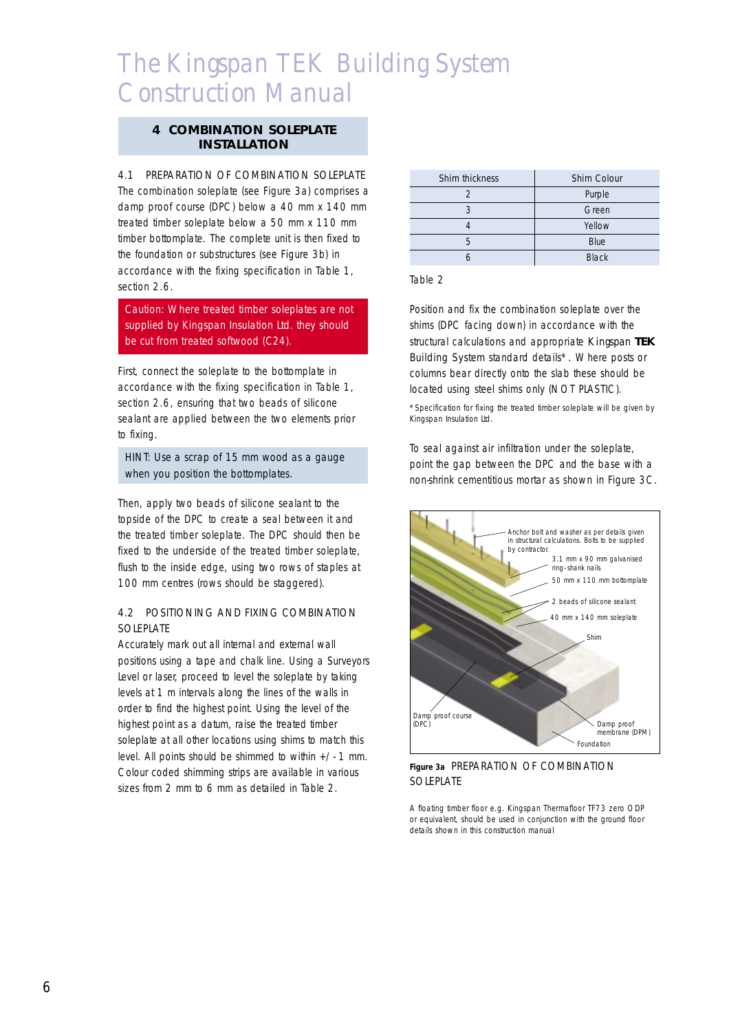# The Kingspan TEK Building System Construction Manual

## 4 COMBINATION SOLEPLATE INSTALLATION

### 4.1 PREPARATION OF COMBINATION SOLEPLATE

The combination soleplate (see Figure 3a) comprises a damp proof course (DPC) below a 40 mm x 140 mm treated timber soleplate below a 50 mm x 110 mm timber bottomplate. The complete unit is then fixed to the foundation or substructures (see Figure 3b) in accordance with the fixing specification in Table 1, section 2.6.

Caution: Where treated timber soleplates are not supplied by Kingspan Insulation Ltd. they should be cut from treated softwood (C24).

First, connect the soleplate to the bottomplate in accordance with the fixing specification in Table 1, section 2.6, ensuring that two beads of silicone sealant are applied between the two elements prior to fixing.

HINT: Use a scrap of 15 mm wood as a gauge when you position the bottomplates.

Then, apply two beads of silicone sealant to the topside of the DPC to create a seal between it and the treated timber soleplate. The DPC should then be fixed to the underside of the treated timber soleplate, flush to the inside edge, using two rows of staples at 100 mm centres (rows should be staggered).

### 4.2 POSITIONING AND FIXING COMBINATION SOLEPLATE

Accurately mark out all internal and external wall positions using a tape and chalk line. Using a Surveyors Level or laser, proceed to level the soleplate by taking levels at 1 m intervals along the lines of the walls in order to find the highest point. Using the level of the highest point as a datum, raise the treated timber soleplate at all other locations using shims to match this level. All points should be shimmed to within +/- 1 mm. Colour coded shimming strips are available in various sizes from 2 mm to 6 mm as detailed in Table 2.

| Shim thickness | Shim Colour |
|---|---|
| 2 | Purple |
| 3 | Green |
| 4 | Yellow |
| 5 | Blue |
| 6 | Black |

Table 2

Position and fix the combination soleplate over the shims (DPC facing down) in accordance with the structural calculations and appropriate Kingspan **TEK** Building System standard details*. Where posts or columns bear directly onto the slab these should be located using steel shims only (NOT PLASTIC).

\* Specification for fixing the treated timber soleplate will be given by Kingspan Insulation Ltd.

To seal against air infiltration under the soleplate, point the gap between the DPC and the base with a non-shrink cementitious mortar as shown in Figure 3C.

**Figure 3a** PREPARATION OF COMBINATION SOLEPLATE

A floating timber floor e.g. Kingspan Thermafloor TF73 zero ODP or equivalent, should be used in conjunction with the ground floor details shown in this construction manual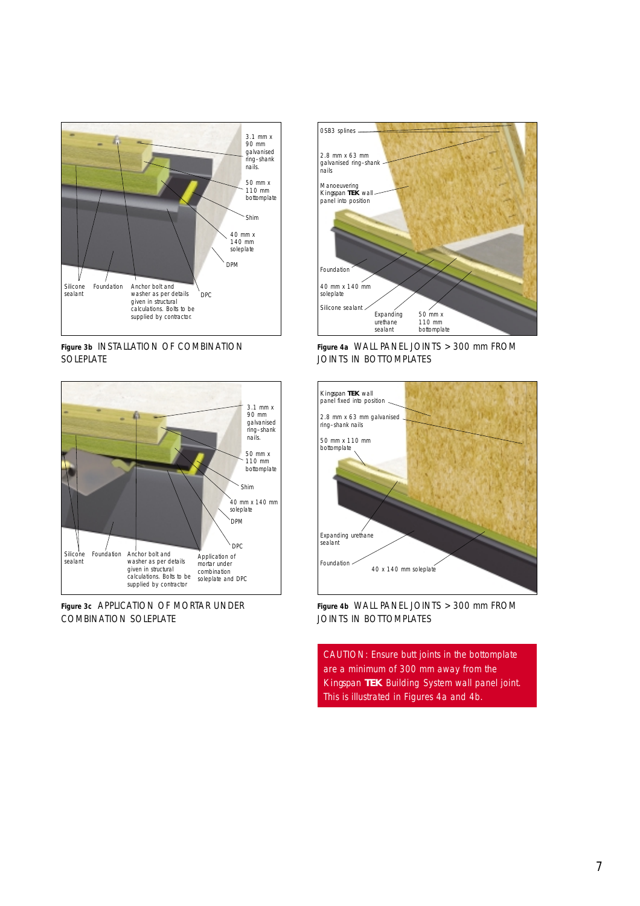3.1 mm x 90 mm galvanised ring-shank nails.

50 mm x 110 mm bottomplate

Shim

40 mm x 140 mm soleplate

DPM

Silicone sealant

Foundation

Anchor bolt and washer as per details given in structural calculations. Bolts to be supplied by contractor.

DPC

**Figure 3b** INSTALLATION OF COMBINATION SOLEPLATE

OSB3 splines

2.8 mm x 63 mm galvanised ring-shank nails

Manoeuvering Kingspan **TEK** wall panel into position

Foundation

40 mm x 140 mm soleplate

Silicone sealant

Expanding urethane sealant

50 mm x 110 mm bottomplate

**Figure 4a** WALL PANEL JOINTS > 300 mm FROM JOINTS IN BOTTOMPLATES

3.1 mm x 90 mm galvanised ring-shank nails.

50 mm x 110 mm bottomplate

Shim

40 mm x 140 mm soleplate

DPM

DPC

Silicone sealant

Foundation

Anchor bolt and washer as per details given in structural calculations. Bolts to be supplied by contractor

Application of mortar under combination soleplate and DPC

**Figure 3c** APPLICATION OF MORTAR UNDER COMBINATION SOLEPLATE

Kingspan **TEK** wall panel fixed into position

2.8 mm x 63 mm galvanised ring-shank nails

50 mm x 110 mm bottomplate

Expanding urethane sealant

Foundation

40 x 140 mm soleplate

**Figure 4b** WALL PANEL JOINTS > 300 mm FROM JOINTS IN BOTTOMPLATES

CAUTION: Ensure butt joints in the bottomplate are a minimum of 300 mm away from the Kingspan **TEK** Building System wall panel joint. This is illustrated in Figures 4a and 4b.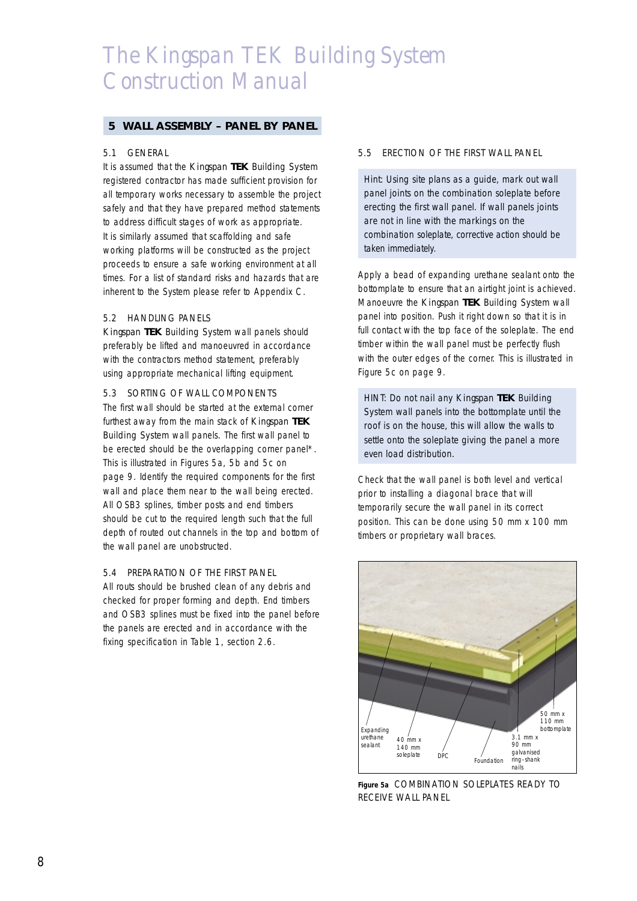# The Kingspan TEK Building System Construction Manual

## 5 WALL ASSEMBLY – PANEL BY PANEL

### 5.1 GENERAL

It is assumed that the Kingspan **TEK** Building System registered contractor has made sufficient provision for all temporary works necessary to assemble the project safely and that they have prepared method statements to address difficult stages of work as appropriate. It is similarly assumed that scaffolding and safe working platforms will be constructed as the project proceeds to ensure a safe working environment at all times. For a list of standard risks and hazards that are inherent to the System please refer to Appendix C.

### 5.2 HANDLING PANELS

Kingspan **TEK** Building System wall panels should preferably be lifted and manoeuvred in accordance with the contractors method statement, preferably using appropriate mechanical lifting equipment.

### 5.3 SORTING OF WALL COMPONENTS

The first wall should be started at the external corner furthest away from the main stack of Kingspan **TEK** Building System wall panels. The first wall panel to be erected should be the overlapping corner panel*. This is illustrated in Figures 5a, 5b and 5c on page 9. Identify the required components for the first wall and place them near to the wall being erected. All OSB3 splines, timber posts and end timbers should be cut to the required length such that the full depth of routed out channels in the top and bottom of the wall panel are unobstructed.

### 5.4 PREPARATION OF THE FIRST PANEL

All routs should be brushed clean of any debris and checked for proper forming and depth. End timbers and OSB3 splines must be fixed into the panel before the panels are erected and in accordance with the fixing specification in Table 1, section 2.6.

### 5.5 ERECTION OF THE FIRST WALL PANEL

Hint: Using site plans as a guide, mark out wall panel joints on the combination soleplate before erecting the first wall panel. If wall panels joints are not in line with the markings on the combination soleplate, corrective action should be taken immediately.

Apply a bead of expanding urethane sealant onto the bottomplate to ensure that an airtight joint is achieved. Manoeuvre the Kingspan **TEK** Building System wall panel into position. Push it right down so that it is in full contact with the top face of the soleplate. The end timber within the wall panel must be perfectly flush with the outer edges of the corner. This is illustrated in Figure 5c on page 9.

HINT: Do not nail any Kingspan **TEK** Building System wall panels into the bottomplate until the roof is on the house, this will allow the walls to settle onto the soleplate giving the panel a more even load distribution.

Check that the wall panel is both level and vertical prior to installing a diagonal brace that will temporarily secure the wall panel in its correct position. This can be done using 50 mm x 100 mm timbers or proprietary wall braces.

Expanding urethane sealant | 40 mm x 140 mm soleplate | DPC | Foundation | 3.1 mm x 90 mm galvanised ring–shank nails | 50 mm x 110 mm bottomplate

**Figure 5a** COMBINATION SOLEPLATES READY TO RECEIVE WALL PANEL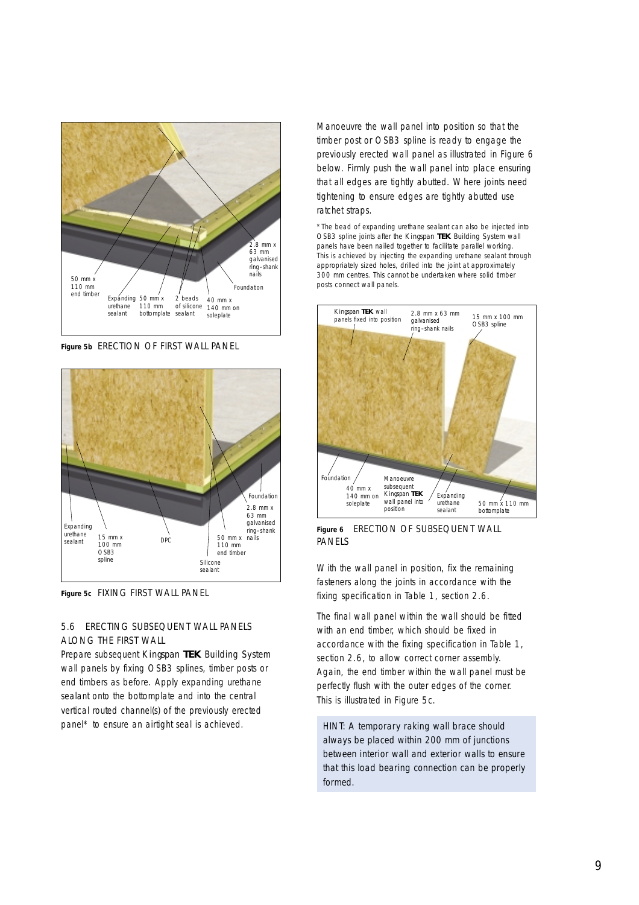Figure 5b ERECTION OF FIRST WALL PANEL

Figure 5c FIXING FIRST WALL PANEL

### 5.6 ERECTING SUBSEQUENT WALL PANELS ALONG THE FIRST WALL

Prepare subsequent Kingspan **TEK** Building System wall panels by fixing OSB3 splines, timber posts or end timbers as before. Apply expanding urethane sealant onto the bottomplate and into the central vertical routed channel(s) of the previously erected panel* to ensure an airtight seal is achieved.

Manoeuvre the wall panel into position so that the timber post or OSB3 spline is ready to engage the previously erected wall panel as illustrated in Figure 6 below. Firmly push the wall panel into place ensuring that all edges are tightly abutted. Where joints need tightening to ensure edges are tightly abutted use ratchet straps.

* The bead of expanding urethane sealant can also be injected into OSB3 spline joints after the Kingspan **TEK** Building System wall panels have been nailed together to facilitate parallel working. This is achieved by injecting the expanding urethane sealant through appropriately sized holes, drilled into the joint at approximately 300 mm centres. This cannot be undertaken where solid timber posts connect wall panels.

Figure 6 ERECTION OF SUBSEQUENT WALL PANELS

With the wall panel in position, fix the remaining fasteners along the joints in accordance with the fixing specification in Table 1, section 2.6.

The final wall panel within the wall should be fitted with an end timber, which should be fixed in accordance with the fixing specification in Table 1, section 2.6, to allow correct corner assembly. Again, the end timber within the wall panel must be perfectly flush with the outer edges of the corner. This is illustrated in Figure 5c.

HINT: A temporary raking wall brace should always be placed within 200 mm of junctions between interior wall and exterior walls to ensure that this load bearing connection can be properly formed.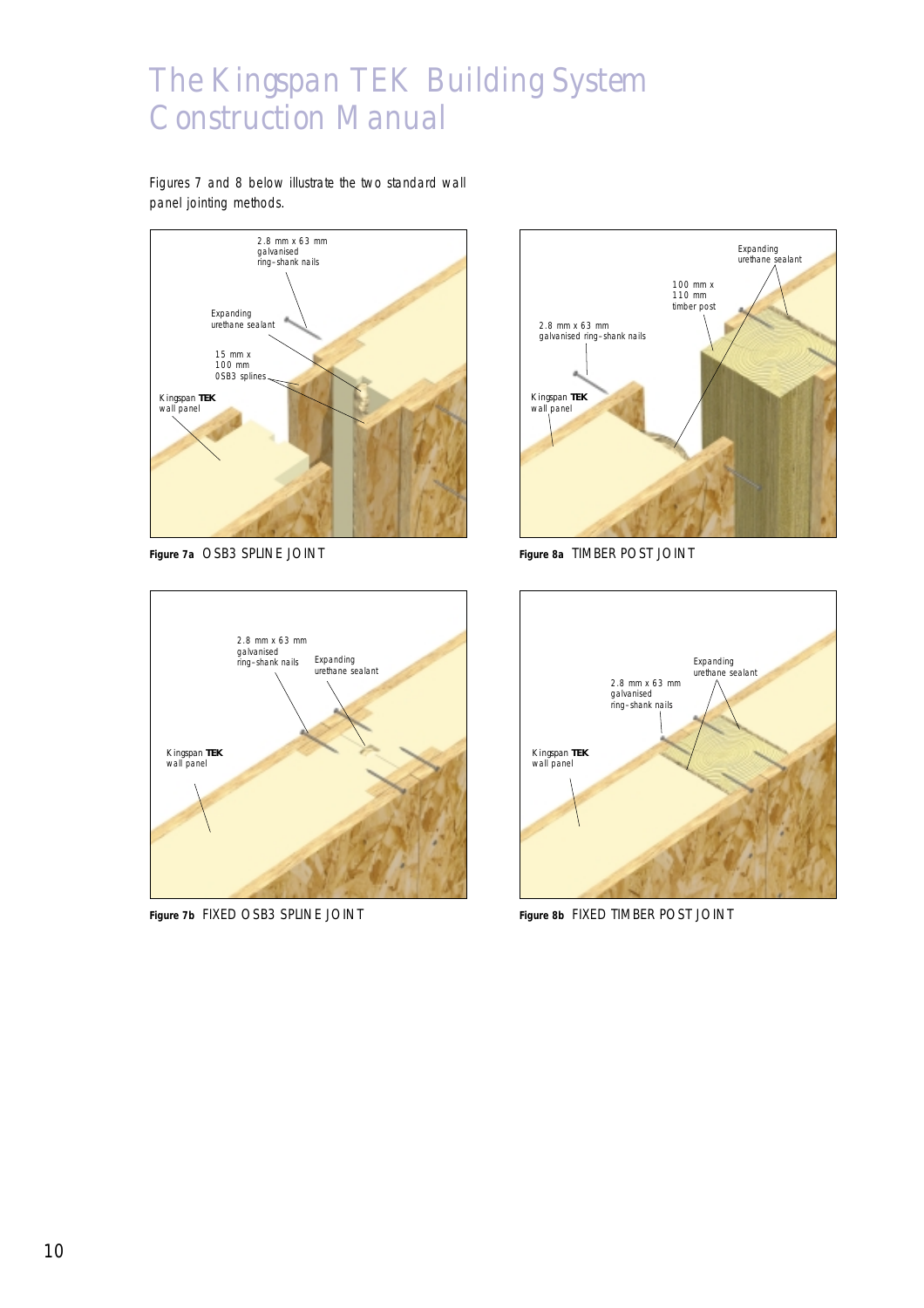Figures 7 and 8 below illustrate the two standard wall panel jointing methods.

**Figure 7a** OSB3 SPLINE JOINT

**Figure 8a** TIMBER POST JOINT

**Figure 7b** FIXED OSB3 SPLINE JOINT

**Figure 8b** FIXED TIMBER POST JOINT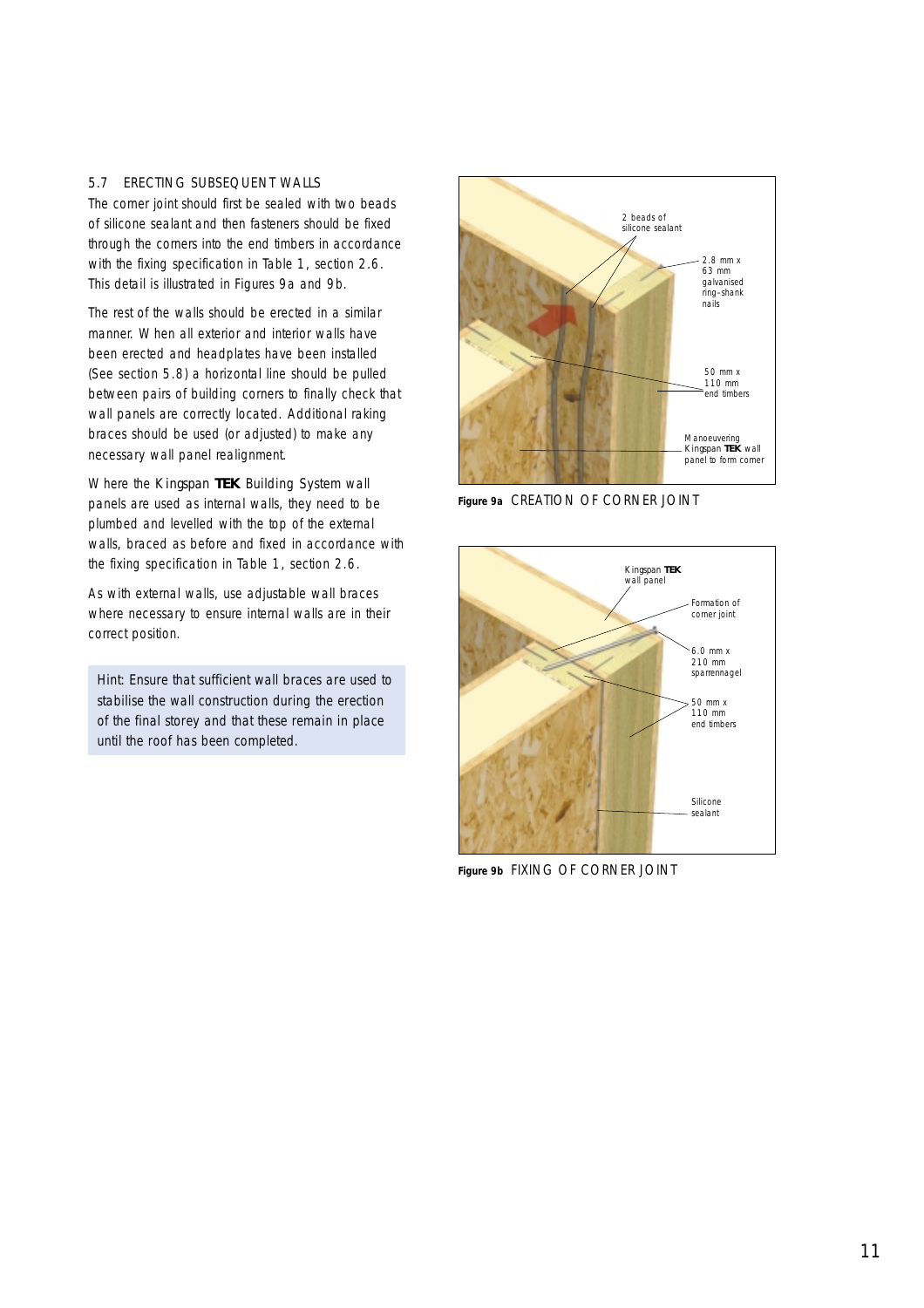## 5.7 ERECTING SUBSEQUENT WALLS

The corner joint should first be sealed with two beads of silicone sealant and then fasteners should be fixed through the corners into the end timbers in accordance with the fixing specification in Table 1, section 2.6. This detail is illustrated in Figures 9a and 9b.

The rest of the walls should be erected in a similar manner. When all exterior and interior walls have been erected and headplates have been installed (See section 5.8) a horizontal line should be pulled between pairs of building corners to finally check that wall panels are correctly located. Additional raking braces should be used (or adjusted) to make any necessary wall panel realignment.

Where the Kingspan **TEK** Building System wall panels are used as internal walls, they need to be plumbed and levelled with the top of the external walls, braced as before and fixed in accordance with the fixing specification in Table 1, section 2.6.

As with external walls, use adjustable wall braces where necessary to ensure internal walls are in their correct position.

Hint: Ensure that sufficient wall braces are used to stabilise the wall construction during the erection of the final storey and that these remain in place until the roof has been completed.

2 beads of silicone sealant

2.8 mm x 63 mm galvanised ring-shank nails

50 mm x 110 mm end timbers

Manoeuvering Kingspan **TEK** wall panel to form corner

**Figure 9a** CREATION OF CORNER JOINT

Kingspan **TEK** wall panel

Formation of corner joint

6.0 mm x 210 mm sparrennagel

50 mm x 110 mm end timbers

Silicone sealant

**Figure 9b** FIXING OF CORNER JOINT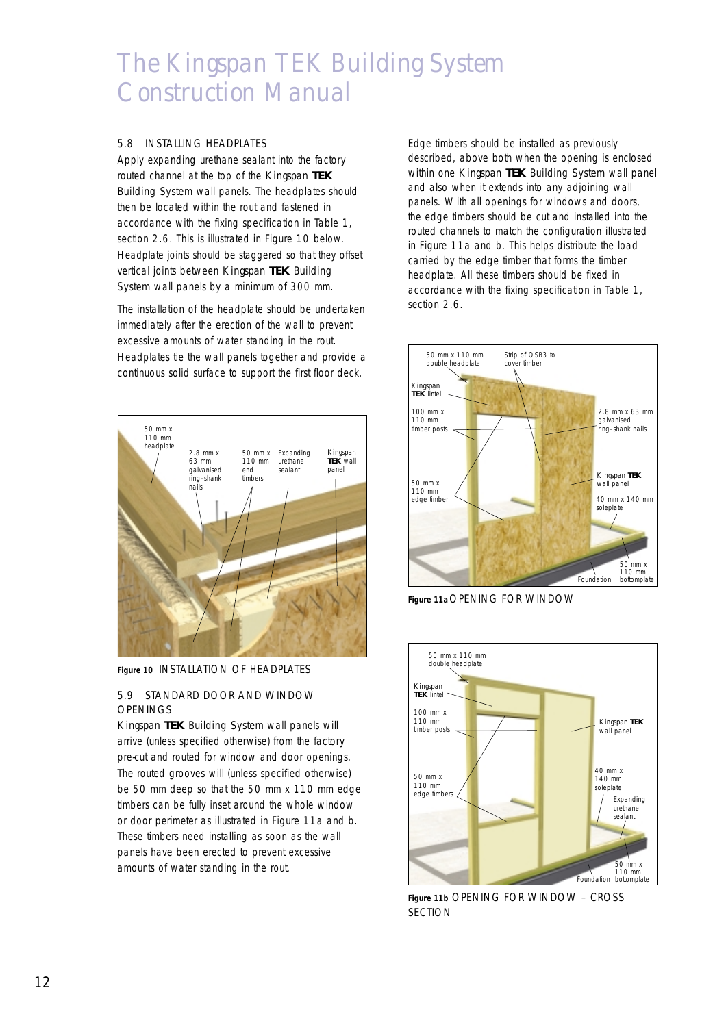## 5.8 INSTALLING HEADPLATES

Apply expanding urethane sealant into the factory routed channel at the top of the Kingspan **TEK** Building System wall panels. The headplates should then be located within the rout and fastened in accordance with the fixing specification in Table 1, section 2.6. This is illustrated in Figure 10 below. Headplate joints should be staggered so that they offset vertical joints between Kingspan **TEK** Building System wall panels by a minimum of 300 mm.

The installation of the headplate should be undertaken immediately after the erection of the wall to prevent excessive amounts of water standing in the rout. Headplates tie the wall panels together and provide a continuous solid surface to support the first floor deck.

50 mm x 110 mm headplate
2.8 mm x 63 mm galvanised ring–shank nails
50 mm x 110 mm end timbers
Expanding urethane sealant
Kingspan **TEK** wall panel

**Figure 10** INSTALLATION OF HEADPLATES

## 5.9 STANDARD DOOR AND WINDOW OPENINGS

Kingspan **TEK** Building System wall panels will arrive (unless specified otherwise) from the factory pre-cut and routed for window and door openings. The routed grooves will (unless specified otherwise) be 50 mm deep so that the 50 mm x 110 mm edge timbers can be fully inset around the whole window or door perimeter as illustrated in Figure 11a and b. These timbers need installing as soon as the wall panels have been erected to prevent excessive amounts of water standing in the rout.

Edge timbers should be installed as previously described, above both when the opening is enclosed within one Kingspan **TEK** Building System wall panel and also when it extends into any adjoining wall panels. With all openings for windows and doors, the edge timbers should be cut and installed into the routed channels to match the configuration illustrated in Figure 11a and b. This helps distribute the load carried by the edge timber that forms the timber headplate. All these timbers should be fixed in accordance with the fixing specification in Table 1, section 2.6.

50 mm x 110 mm double headplate
Strip of OSB3 to cover timber
Kingspan **TEK** lintel
100 mm x 110 mm timber posts
2.8 mm x 63 mm galvanised ring–shank nails
50 mm x 110 mm edge timber
Kingspan **TEK** wall panel
40 mm x 140 mm soleplate
Foundation
50 mm x 110 mm bottomplate

**Figure 11a** OPENING FOR WINDOW

50 mm x 110 mm double headplate
Kingspan **TEK** lintel
100 mm x 110 mm timber posts
Kingspan **TEK** wall panel
50 mm x 110 mm edge timbers
40 mm x 140 mm soleplate
Expanding urethane sealant
Foundation
50 mm x 110 mm bottomplate

**Figure 11b** OPENING FOR WINDOW – CROSS SECTION